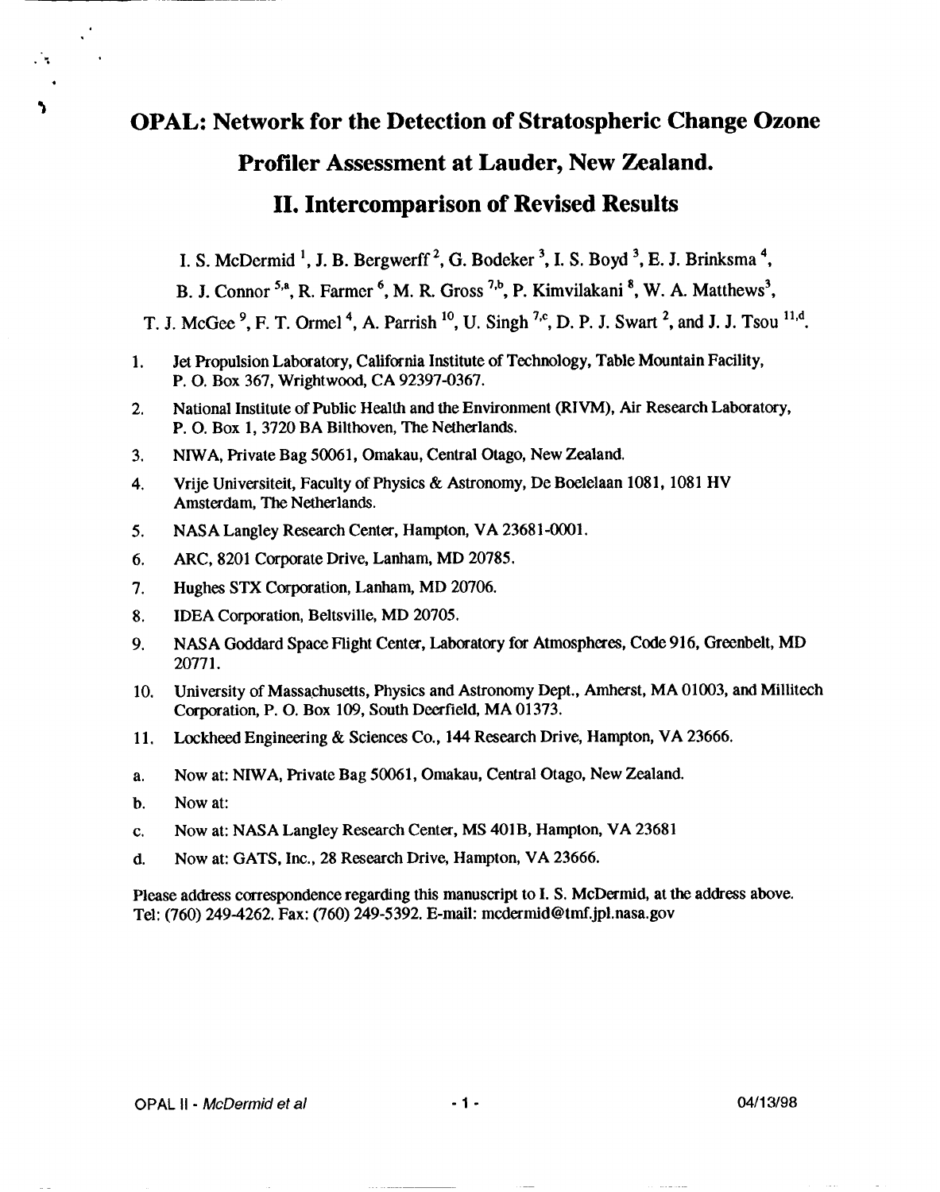# OPAL: Network for the Detection of Stratospheric Change Ozone Profiler Assessment at Lauder, New Zealand.

# II. Intercomparison of Revised Results

I. S. McDermid [1], J. B. Bergwerff [2], G. Bodeker [3], I. S. Boyd [3], E. J. Brinksma [4], B. J. Connor [5,a], R. Farmer [6], M. R. Gross [7,b], P. Kimvilakani [8], W. A. Matthews [3], T. J. McGee [9], F. T. Ormel [4], A. Parrish [10], U. Singh [7,c], D. P. J. Swart [2], and J. J. Tsou [11,d].

1. Jet Propulsion Laboratory, California Institute of Technology, Table Mountain Facility, P. O. Box 367, Wrightwood, CA 92397-0367.
2. National Institute of Public Health and the Environment (RIVM), Air Research Laboratory, P. O. Box 1, 3720 BA Bilthoven, The Netherlands.
3. NIWA, Private Bag 50061, Omakau, Central Otago, New Zealand.
4. Vrije Universiteit, Faculty of Physics & Astronomy, De Boelelaan 1081, 1081 HV Amsterdam, The Netherlands.
5. NASA Langley Research Center, Hampton, VA 23681-0001.
6. ARC, 8201 Corporate Drive, Lanham, MD 20785.
7. Hughes STX Corporation, Lanham, MD 20706.
8. IDEA Corporation, Beltsville, MD 20705.
9. NASA Goddard Space Flight Center, Laboratory for Atmospheres, Code 916, Greenbelt, MD 20771.
10. University of Massachusetts, Physics and Astronomy Dept., Amherst, MA 01003, and Millitech Corporation, P. O. Box 109, South Deerfield, MA 01373.
11. Lockheed Engineering & Sciences Co., 144 Research Drive, Hampton, VA 23666.

a. Now at: NIWA, Private Bag 50061, Omakau, Central Otago, New Zealand.
b. Now at:
c. Now at: NASA Langley Research Center, MS 401B, Hampton, VA 23681
d. Now at: GATS, Inc., 28 Research Drive, Hampton, VA 23666.

Please address correspondence regarding this manuscript to I. S. McDermid, at the address above. Tel: (760) 249-4262. Fax: (760) 249-5392. E-mail: mcdermid@tmf.jpl.nasa.gov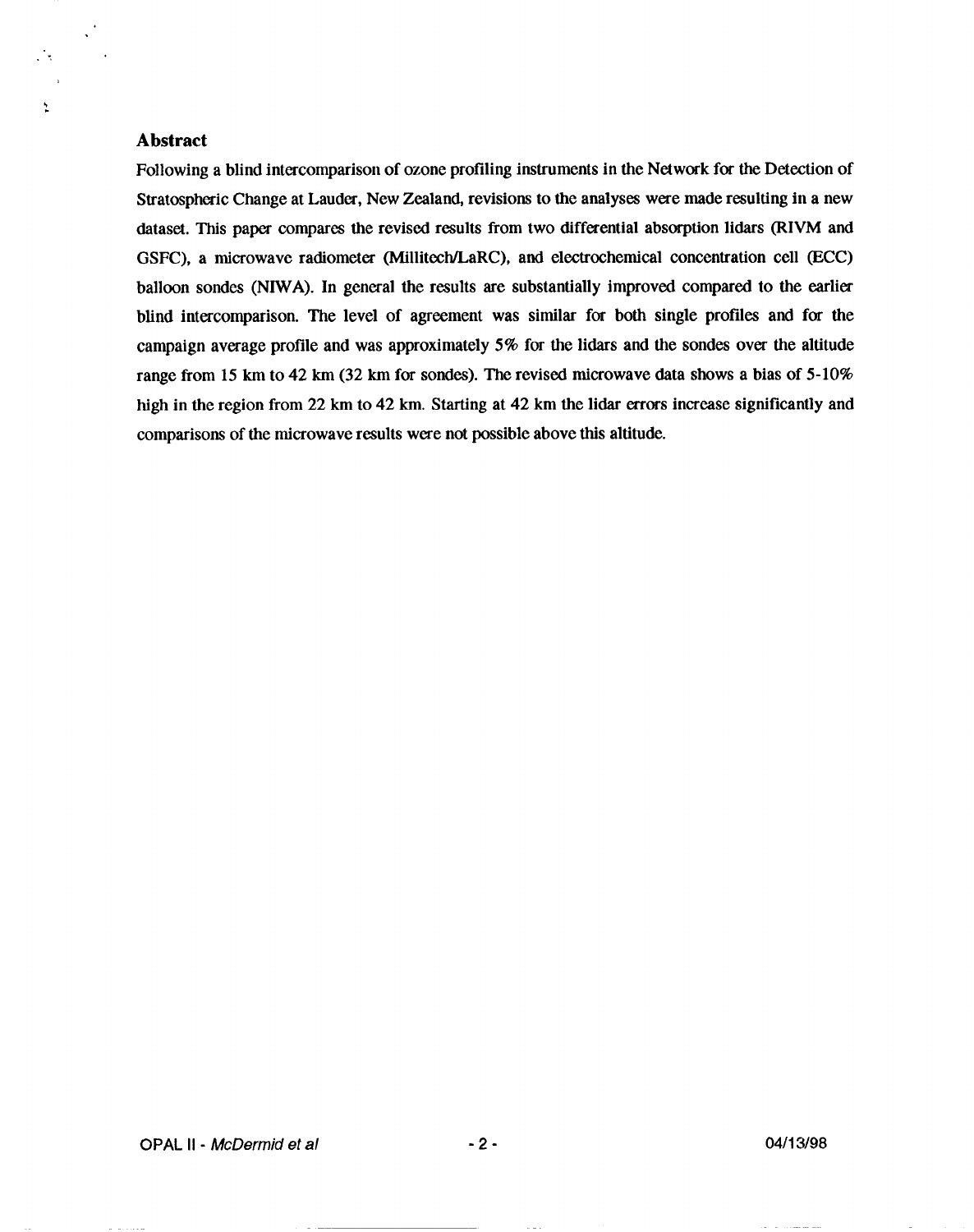## Abstract

Following a blind intercomparison of ozone profiling instruments in the Network for the Detection of Stratospheric Change at Lauder, New Zealand, revisions to the analyses were made resulting in a new dataset. This paper compares the revised results from two differential absorption lidars (RIVM and GSFC), a microwave radiometer (Millitech/LaRC), and electrochemical concentration cell (ECC) balloon sondes (NIWA). In general the results are substantially improved compared to the earlier blind intercomparison. The level of agreement was similar for both single profiles and for the campaign average profile and was approximately 5% for the lidars and the sondes over the altitude range from 15 km to 42 km (32 km for sondes). The revised microwave data shows a bias of 5-10% high in the region from 22 km to 42 km. Starting at 42 km the lidar errors increase significantly and comparisons of the microwave results were not possible above this altitude.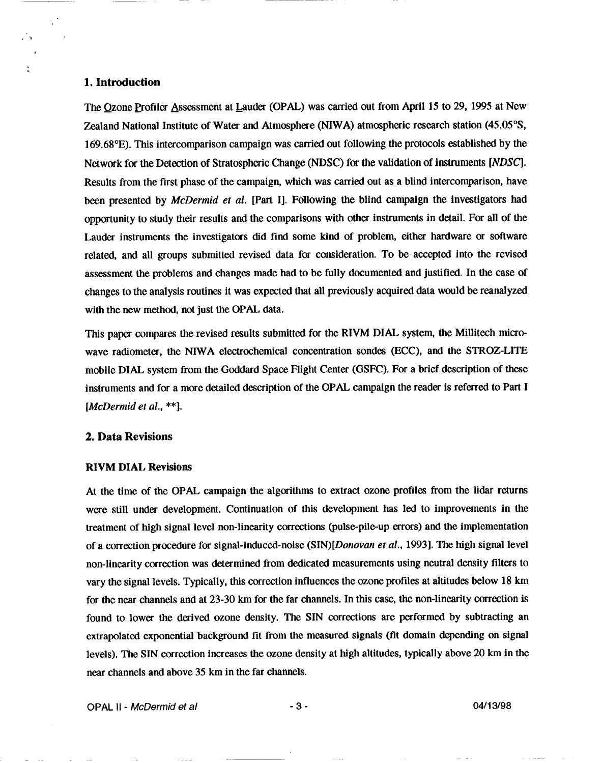## 1. Introduction

The Ozone Profiler Assessment at Lauder (OPAL) was carried out from April 15 to 29, 1995 at New Zealand National Institute of Water and Atmosphere (NIWA) atmospheric research station (45.05°S, 169.68°E). This intercomparison campaign was carried out following the protocols established by the Network for the Detection of Stratospheric Change (NDSC) for the validation of instruments [*NDSC*]. Results from the first phase of the campaign, which was carried out as a blind intercomparison, have been presented by *McDermid et al.* [Part I]. Following the blind campaign the investigators had opportunity to study their results and the comparisons with other instruments in detail. For all of the Lauder instruments the investigators did find some kind of problem, either hardware or software related, and all groups submitted revised data for consideration. To be accepted into the revised assessment the problems and changes made had to be fully documented and justified. In the case of changes to the analysis routines it was expected that all previously acquired data would be reanalyzed with the new method, not just the OPAL data.

This paper compares the revised results submitted for the RIVM DIAL system, the Millitech microwave radiometer, the NIWA electrochemical concentration sondes (ECC), and the STROZ-LITE mobile DIAL system from the Goddard Space Flight Center (GSFC). For a brief description of these instruments and for a more detailed description of the OPAL campaign the reader is referred to Part I [*McDermid et al.*, **].

## 2. Data Revisions

### RIVM DIAL Revisions

At the time of the OPAL campaign the algorithms to extract ozone profiles from the lidar returns were still under development. Continuation of this development has led to improvements in the treatment of high signal level non-linearity corrections (pulse-pile-up errors) and the implementation of a correction procedure for signal-induced-noise (SIN)[*Donovan et al.*, 1993]. The high signal level non-linearity correction was determined from dedicated measurements using neutral density filters to vary the signal levels. Typically, this correction influences the ozone profiles at altitudes below 18 km for the near channels and at 23-30 km for the far channels. In this case, the non-linearity correction is found to lower the derived ozone density. The SIN corrections are performed by subtracting an extrapolated exponential background fit from the measured signals (fit domain depending on signal levels). The SIN correction increases the ozone density at high altitudes, typically above 20 km in the near channels and above 35 km in the far channels.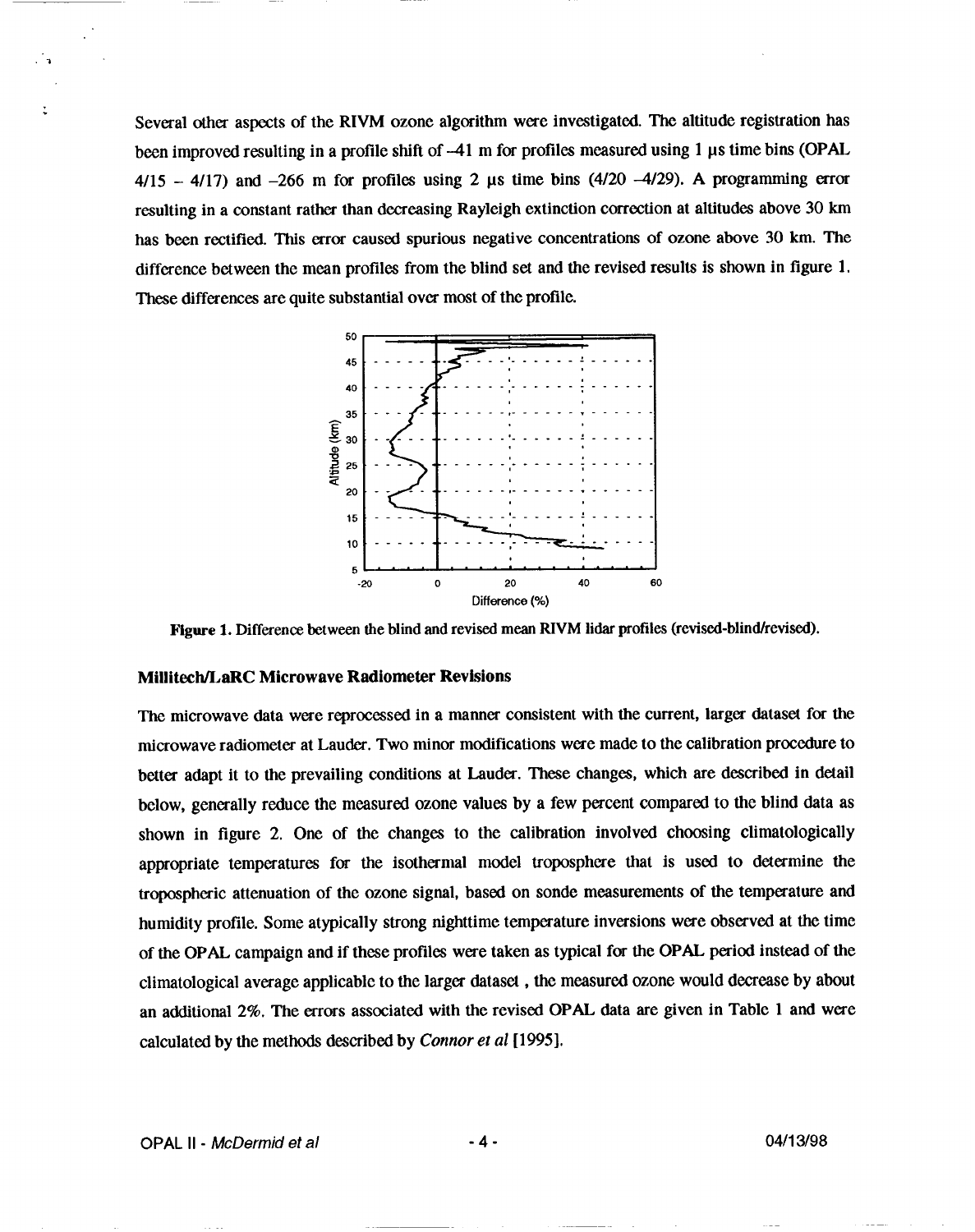Several other aspects of the RIVM ozone algorithm were investigated. The altitude registration has been improved resulting in a profile shift of –41 m for profiles measured using 1 μs time bins (OPAL 4/15 – 4/17) and –266 m for profiles using 2 μs time bins (4/20 –4/29). A programming error resulting in a constant rather than decreasing Rayleigh extinction correction at altitudes above 30 km has been rectified. This error caused spurious negative concentrations of ozone above 30 km. The difference between the mean profiles from the blind set and the revised results is shown in figure 1. These differences are quite substantial over most of the profile.

**Figure 1.** Difference between the blind and revised mean RIVM lidar profiles (revised-blind/revised).

### Millitech/LaRC Microwave Radiometer Revisions

The microwave data were reprocessed in a manner consistent with the current, larger dataset for the microwave radiometer at Lauder. Two minor modifications were made to the calibration procedure to better adapt it to the prevailing conditions at Lauder. These changes, which are described in detail below, generally reduce the measured ozone values by a few percent compared to the blind data as shown in figure 2. One of the changes to the calibration involved choosing climatologically appropriate temperatures for the isothermal model troposphere that is used to determine the tropospheric attenuation of the ozone signal, based on sonde measurements of the temperature and humidity profile. Some atypically strong nighttime temperature inversions were observed at the time of the OPAL campaign and if these profiles were taken as typical for the OPAL period instead of the climatological average applicable to the larger dataset , the measured ozone would decrease by about an additional 2%. The errors associated with the revised OPAL data are given in Table 1 and were calculated by the methods described by *Connor et al* [1995].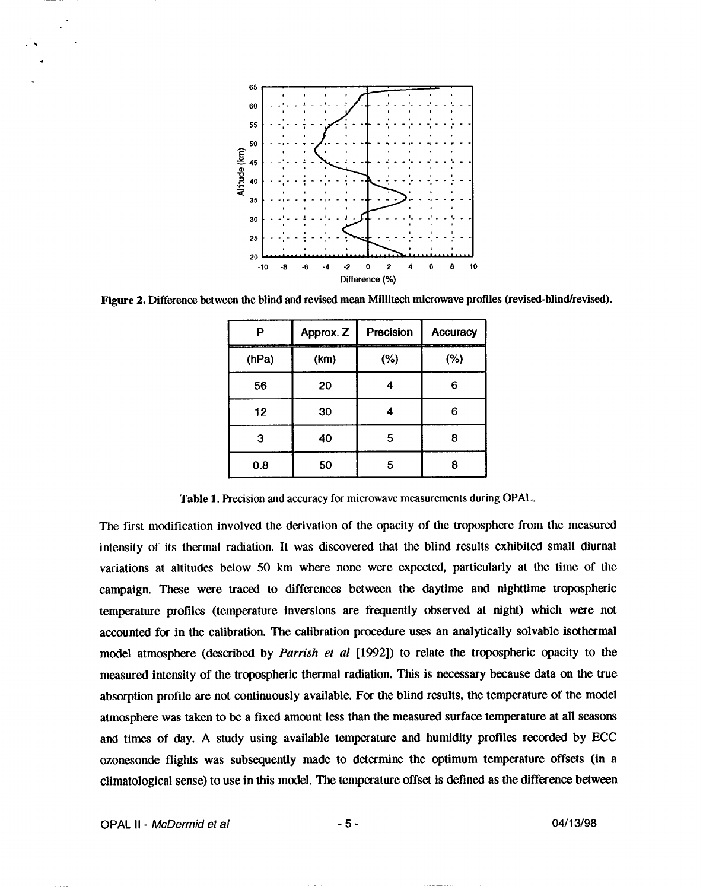**Figure 2.** Difference between the blind and revised mean Millitech microwave profiles (revised-blind/revised).

| P | Approx. Z | Precision | Accuracy |
|---|---|---|---|
| (hPa) | (km) | (%) | (%) |
| 56 | 20 | 4 | 6 |
| 12 | 30 | 4 | 6 |
| 3 | 40 | 5 | 8 |
| 0.8 | 50 | 5 | 8 |

**Table 1.** Precision and accuracy for microwave measurements during OPAL.

The first modification involved the derivation of the opacity of the troposphere from the measured intensity of its thermal radiation. It was discovered that the blind results exhibited small diurnal variations at altitudes below 50 km where none were expected, particularly at the time of the campaign. These were traced to differences between the daytime and nighttime tropospheric temperature profiles (temperature inversions are frequently observed at night) which were not accounted for in the calibration. The calibration procedure uses an analytically solvable isothermal model atmosphere (described by *Parrish et al* [1992]) to relate the tropospheric opacity to the measured intensity of the tropospheric thermal radiation. This is necessary because data on the true absorption profile are not continuously available. For the blind results, the temperature of the model atmosphere was taken to be a fixed amount less than the measured surface temperature at all seasons and times of day. A study using available temperature and humidity profiles recorded by ECC ozonesonde flights was subsequently made to determine the optimum temperature offsets (in a climatological sense) to use in this model. The temperature offset is defined as the difference between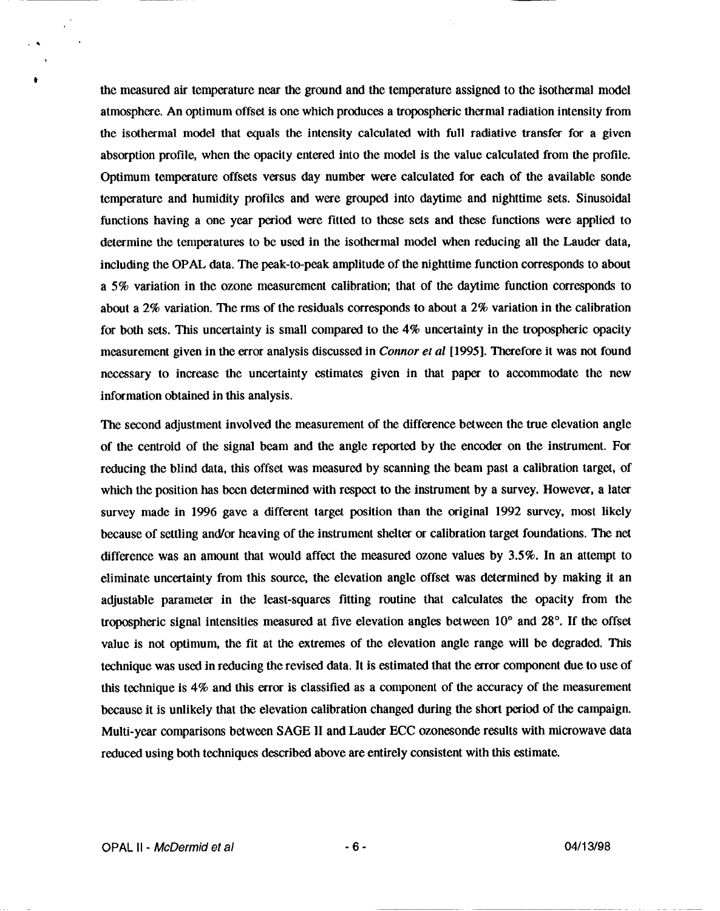the measured air temperature near the ground and the temperature assigned to the isothermal model atmosphere. An optimum offset is one which produces a tropospheric thermal radiation intensity from the isothermal model that equals the intensity calculated with full radiative transfer for a given absorption profile, when the opacity entered into the model is the value calculated from the profile. Optimum temperature offsets versus day number were calculated for each of the available sonde temperature and humidity profiles and were grouped into daytime and nighttime sets. Sinusoidal functions having a one year period were fitted to these sets and these functions were applied to determine the temperatures to be used in the isothermal model when reducing all the Lauder data, including the OPAL data. The peak-to-peak amplitude of the nighttime function corresponds to about a 5% variation in the ozone measurement calibration; that of the daytime function corresponds to about a 2% variation. The rms of the residuals corresponds to about a 2% variation in the calibration for both sets. This uncertainty is small compared to the 4% uncertainty in the tropospheric opacity measurement given in the error analysis discussed in *Connor et al* [1995]. Therefore it was not found necessary to increase the uncertainty estimates given in that paper to accommodate the new information obtained in this analysis.

The second adjustment involved the measurement of the difference between the true elevation angle of the centroid of the signal beam and the angle reported by the encoder on the instrument. For reducing the blind data, this offset was measured by scanning the beam past a calibration target, of which the position has been determined with respect to the instrument by a survey. However, a later survey made in 1996 gave a different target position than the original 1992 survey, most likely because of settling and/or heaving of the instrument shelter or calibration target foundations. The net difference was an amount that would affect the measured ozone values by 3.5%. In an attempt to eliminate uncertainty from this source, the elevation angle offset was determined by making it an adjustable parameter in the least-squares fitting routine that calculates the opacity from the tropospheric signal intensities measured at five elevation angles between 10° and 28°. If the offset value is not optimum, the fit at the extremes of the elevation angle range will be degraded. This technique was used in reducing the revised data. It is estimated that the error component due to use of this technique is 4% and this error is classified as a component of the accuracy of the measurement because it is unlikely that the elevation calibration changed during the short period of the campaign. Multi-year comparisons between SAGE II and Lauder ECC ozonesonde results with microwave data reduced using both techniques described above are entirely consistent with this estimate.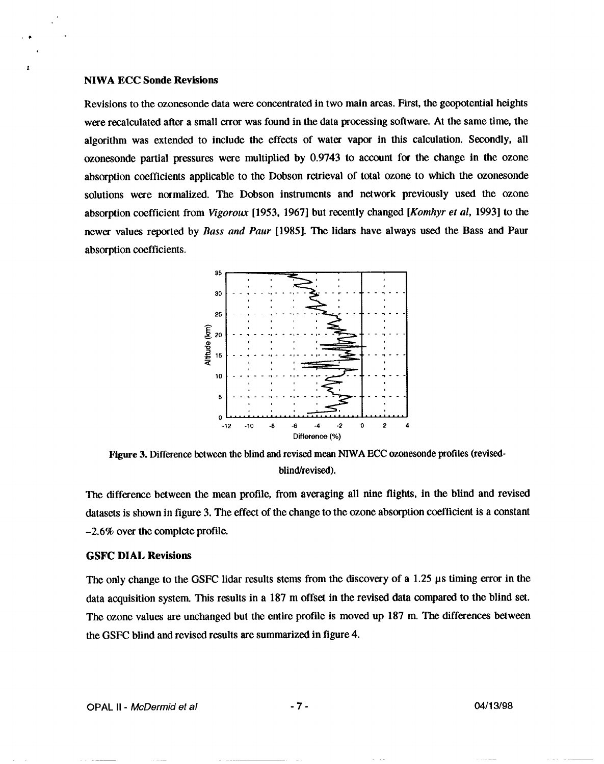### NIWA ECC Sonde Revisions

Revisions to the ozonesonde data were concentrated in two main areas. First, the geopotential heights were recalculated after a small error was found in the data processing software. At the same time, the algorithm was extended to include the effects of water vapor in this calculation. Secondly, all ozonesonde partial pressures were multiplied by 0.9743 to account for the change in the ozone absorption coefficients applicable to the Dobson retrieval of total ozone to which the ozonesonde solutions were normalized. The Dobson instruments and network previously used the ozone absorption coefficient from *Vigoroux* [1953, 1967] but recently changed [*Komhyr et al*, 1993] to the newer values reported by *Bass and Paur* [1985]. The lidars have always used the Bass and Paur absorption coefficients.

**Figure 3.** Difference between the blind and revised mean NIWA ECC ozonesonde profiles (revised-blind/revised).

The difference between the mean profile, from averaging all nine flights, in the blind and revised datasets is shown in figure 3. The effect of the change to the ozone absorption coefficient is a constant -2.6% over the complete profile.

### GSFC DIAL Revisions

The only change to the GSFC lidar results stems from the discovery of a 1.25 μs timing error in the data acquisition system. This results in a 187 m offset in the revised data compared to the blind set. The ozone values are unchanged but the entire profile is moved up 187 m. The differences between the GSFC blind and revised results are summarized in figure 4.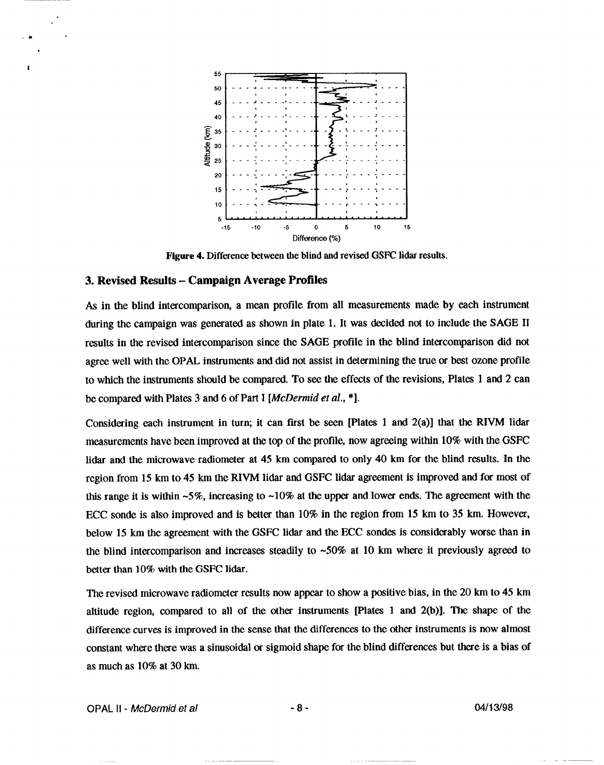**Figure 4.** Difference between the blind and revised GSFC lidar results.

## 3. Revised Results – Campaign Average Profiles

As in the blind intercomparison, a mean profile from all measurements made by each instrument during the campaign was generated as shown in plate 1. It was decided not to include the SAGE II results in the revised intercomparison since the SAGE profile in the blind intercomparison did not agree well with the OPAL instruments and did not assist in determining the true or best ozone profile to which the instruments should be compared. To see the effects of the revisions, Plates 1 and 2 can be compared with Plates 3 and 6 of Part I [*McDermid et al.*, *].

Considering each instrument in turn; it can first be seen [Plates 1 and 2(a)] that the RIVM lidar measurements have been improved at the top of the profile, now agreeing within 10% with the GSFC lidar and the microwave radiometer at 45 km compared to only 40 km for the blind results. In the region from 15 km to 45 km the RIVM lidar and GSFC lidar agreement is improved and for most of this range it is within ~5%, increasing to ~10% at the upper and lower ends. The agreement with the ECC sonde is also improved and is better than 10% in the region from 15 km to 35 km. However, below 15 km the agreement with the GSFC lidar and the ECC sondes is considerably worse than in the blind intercomparison and increases steadily to ~50% at 10 km where it previously agreed to better than 10% with the GSFC lidar.

The revised microwave radiometer results now appear to show a positive bias, in the 20 km to 45 km altitude region, compared to all of the other instruments [Plates 1 and 2(b)]. The shape of the difference curves is improved in the sense that the differences to the other instruments is now almost constant where there was a sinusoidal or sigmoid shape for the blind differences but there is a bias of as much as 10% at 30 km.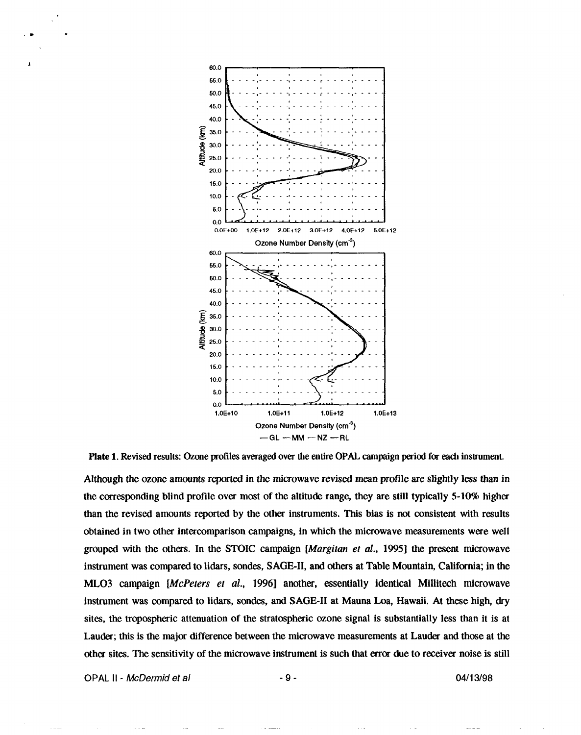**Plate 1.** Revised results: Ozone profiles averaged over the entire OPAL campaign period for each instrument.

Although the ozone amounts reported in the microwave revised mean profile are slightly less than in the corresponding blind profile over most of the altitude range, they are still typically 5-10% higher than the revised amounts reported by the other instruments. This bias is not consistent with results obtained in two other intercomparison campaigns, in which the microwave measurements were well grouped with the others. In the STOIC campaign [*Margitan et al.*, 1995] the present microwave instrument was compared to lidars, sondes, SAGE-II, and others at Table Mountain, California; in the MLO3 campaign [*McPeters et al.*, 1996] another, essentially identical Millitech microwave instrument was compared to lidars, sondes, and SAGE-II at Mauna Loa, Hawaii. At these high, dry sites, the tropospheric attenuation of the stratospheric ozone signal is substantially less than it is at Lauder; this is the major difference between the microwave measurements at Lauder and those at the other sites. The sensitivity of the microwave instrument is such that error due to receiver noise is still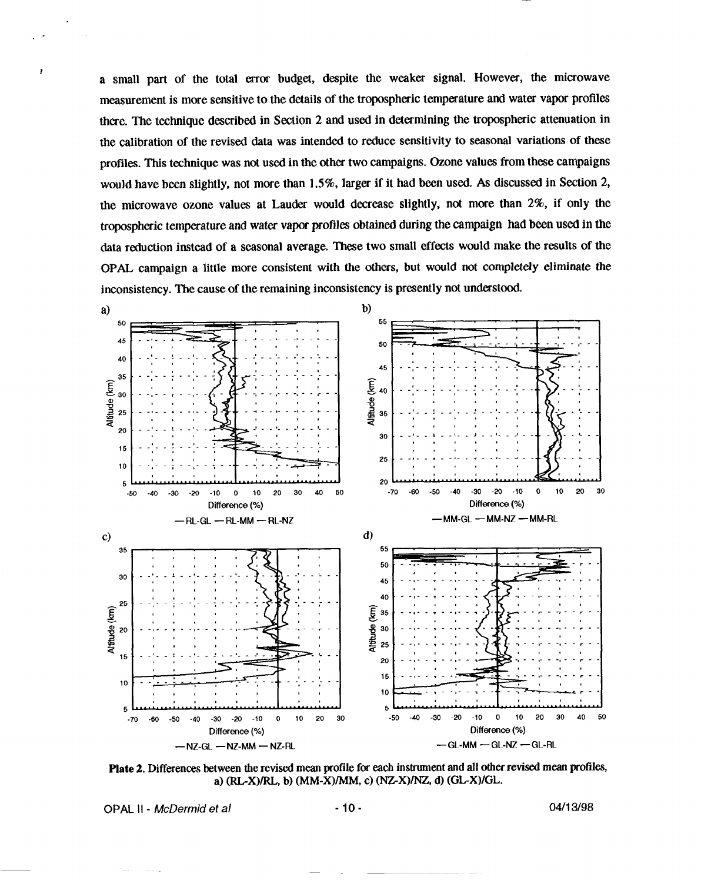a small part of the total error budget, despite the weaker signal. However, the microwave measurement is more sensitive to the details of the tropospheric temperature and water vapor profiles there. The technique described in Section 2 and used in determining the tropospheric attenuation in the calibration of the revised data was intended to reduce sensitivity to seasonal variations of these profiles. This technique was not used in the other two campaigns. Ozone values from these campaigns would have been slightly, not more than 1.5%, larger if it had been used. As discussed in Section 2, the microwave ozone values at Lauder would decrease slightly, not more than 2%, if only the tropospheric temperature and water vapor profiles obtained during the campaign had been used in the data reduction instead of a seasonal average. These two small effects would make the results of the OPAL campaign a little more consistent with the others, but would not completely eliminate the inconsistency. The cause of the remaining inconsistency is presently not understood.

**Plate 2.** Differences between the revised mean profile for each instrument and all other revised mean profiles, a) (RL-X)/RL, b) (MM-X)/MM, c) (NZ-X)/NZ, d) (GL-X)/GL.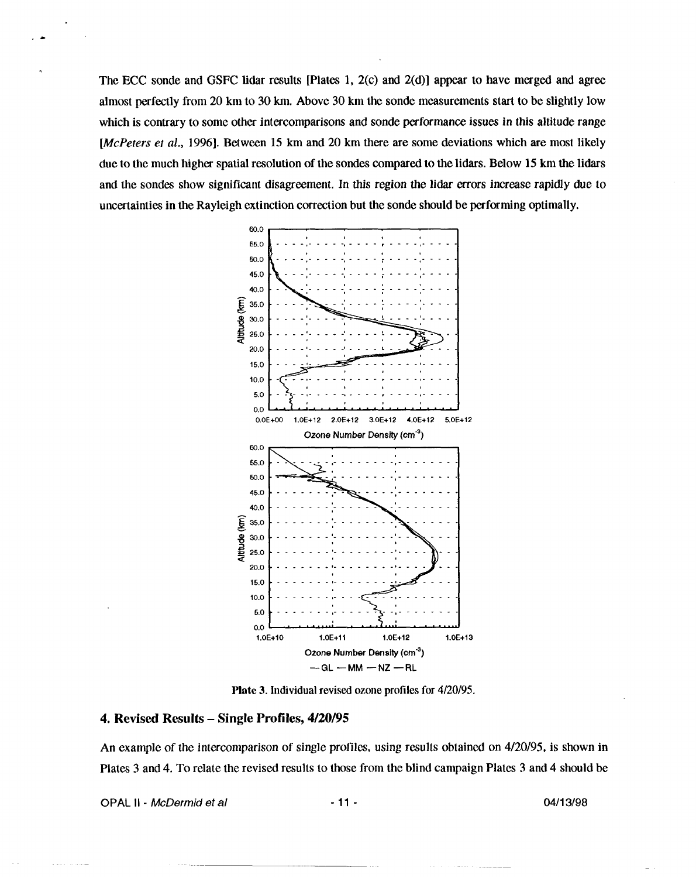The ECC sonde and GSFC lidar results [Plates 1, 2(c) and 2(d)] appear to have merged and agree almost perfectly from 20 km to 30 km. Above 30 km the sonde measurements start to be slightly low which is contrary to some other intercomparisons and sonde performance issues in this altitude range [*McPeters et al.*, 1996]. Between 15 km and 20 km there are some deviations which are most likely due to the much higher spatial resolution of the sondes compared to the lidars. Below 15 km the lidars and the sondes show significant disagreement. In this region the lidar errors increase rapidly due to uncertainties in the Rayleigh extinction correction but the sonde should be performing optimally.

**Plate 3.** Individual revised ozone profiles for 4/20/95.

## 4. Revised Results – Single Profiles, 4/20/95

An example of the intercomparison of single profiles, using results obtained on 4/20/95, is shown in Plates 3 and 4. To relate the revised results to those from the blind campaign Plates 3 and 4 should be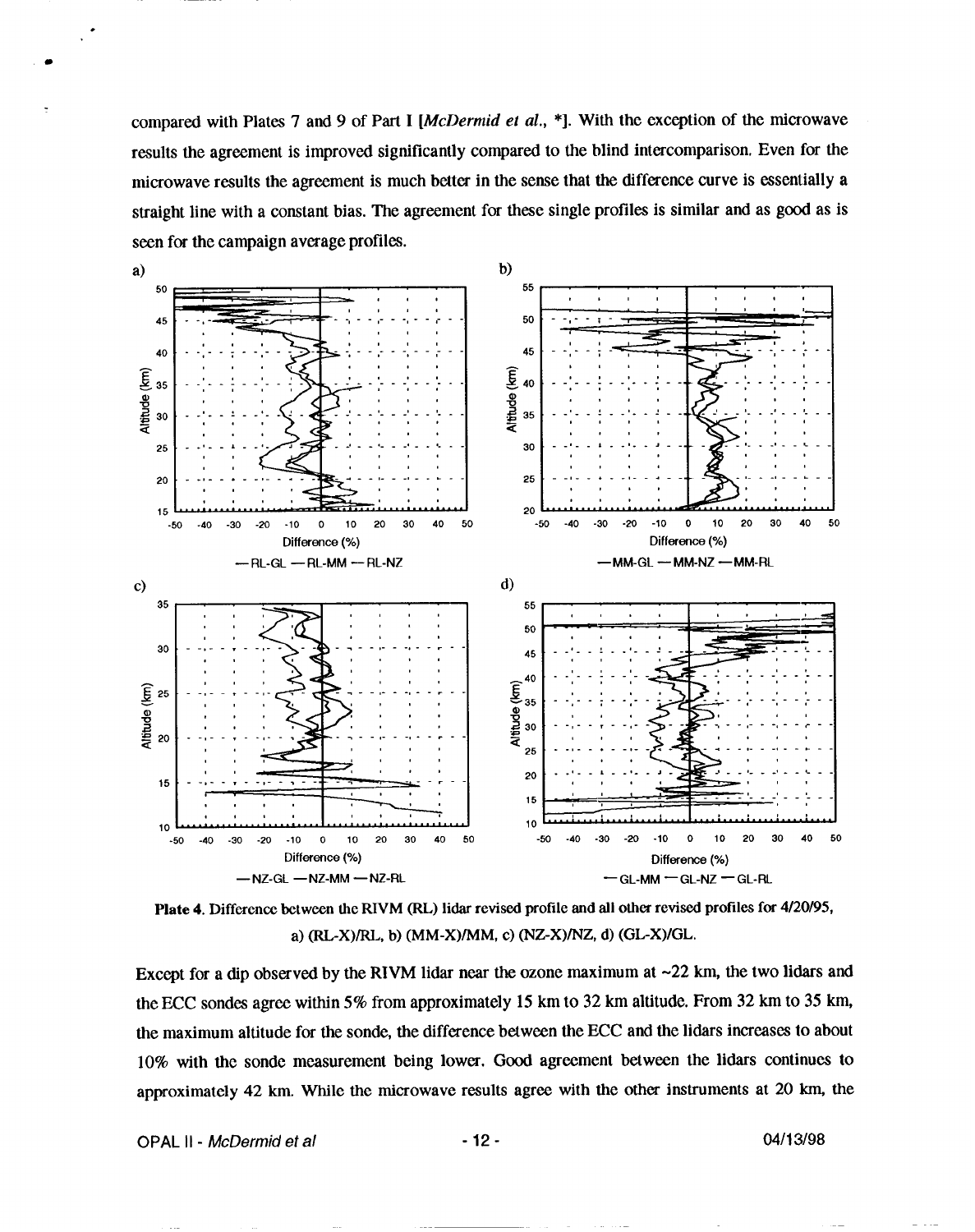compared with Plates 7 and 9 of Part I [*McDermid et al.*, *]. With the exception of the microwave results the agreement is improved significantly compared to the blind intercomparison. Even for the microwave results the agreement is much better in the sense that the difference curve is essentially a straight line with a constant bias. The agreement for these single profiles is similar and as good as is seen for the campaign average profiles.

**Plate 4.** Difference between the RIVM (RL) lidar revised profile and all other revised profiles for 4/20/95, a) (RL-X)/RL, b) (MM-X)/MM, c) (NZ-X)/NZ, d) (GL-X)/GL.

Except for a dip observed by the RIVM lidar near the ozone maximum at ~22 km, the two lidars and the ECC sondes agree within 5% from approximately 15 km to 32 km altitude. From 32 km to 35 km, the maximum altitude for the sonde, the difference between the ECC and the lidars increases to about 10% with the sonde measurement being lower. Good agreement between the lidars continues to approximately 42 km. While the microwave results agree with the other instruments at 20 km, the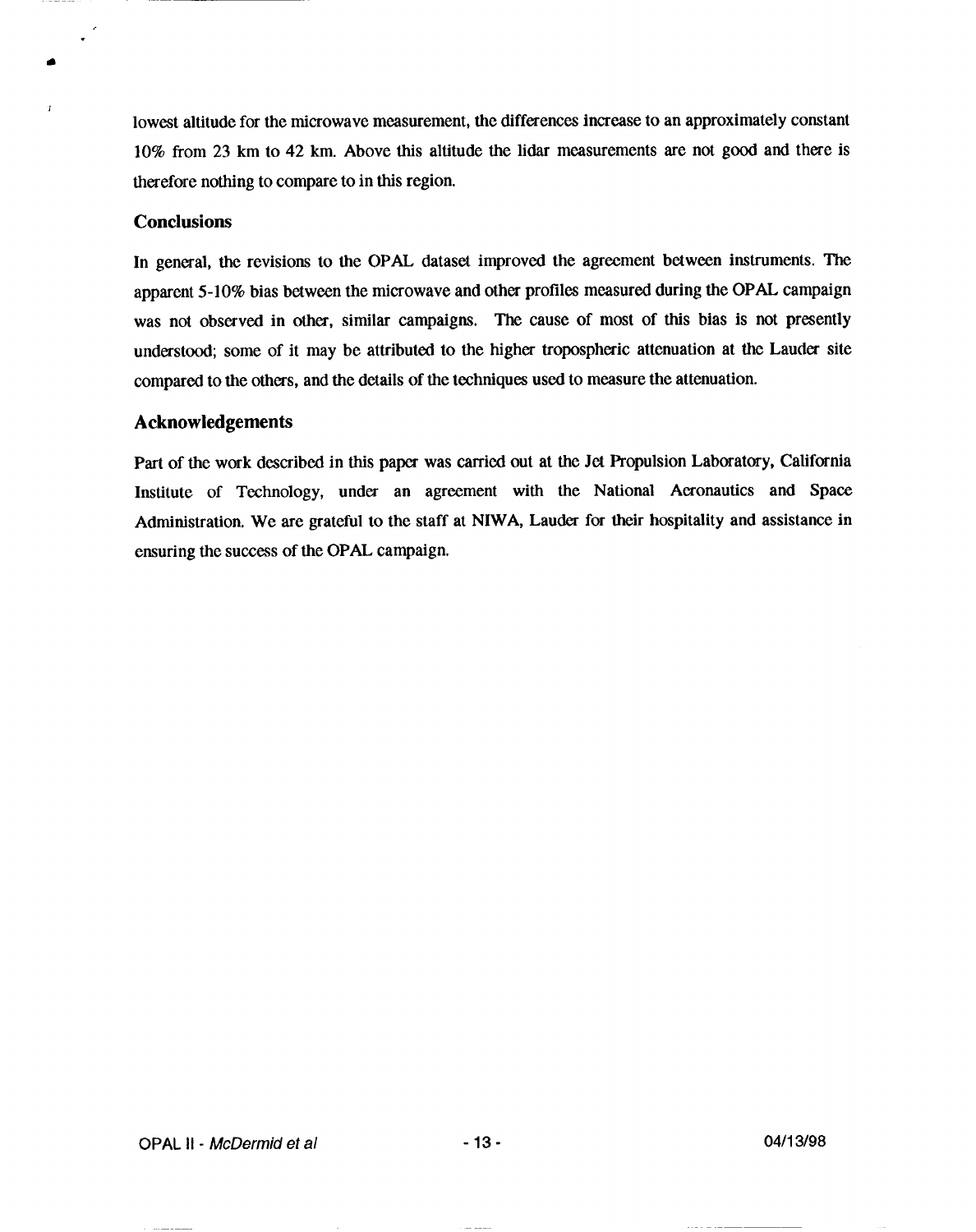lowest altitude for the microwave measurement, the differences increase to an approximately constant 10% from 23 km to 42 km. Above this altitude the lidar measurements are not good and there is therefore nothing to compare to in this region.

### Conclusions

In general, the revisions to the OPAL dataset improved the agreement between instruments. The apparent 5-10% bias between the microwave and other profiles measured during the OPAL campaign was not observed in other, similar campaigns. The cause of most of this bias is not presently understood; some of it may be attributed to the higher tropospheric attenuation at the Lauder site compared to the others, and the details of the techniques used to measure the attenuation.

### Acknowledgements

Part of the work described in this paper was carried out at the Jet Propulsion Laboratory, California Institute of Technology, under an agreement with the National Aeronautics and Space Administration. We are grateful to the staff at NIWA, Lauder for their hospitality and assistance in ensuring the success of the OPAL campaign.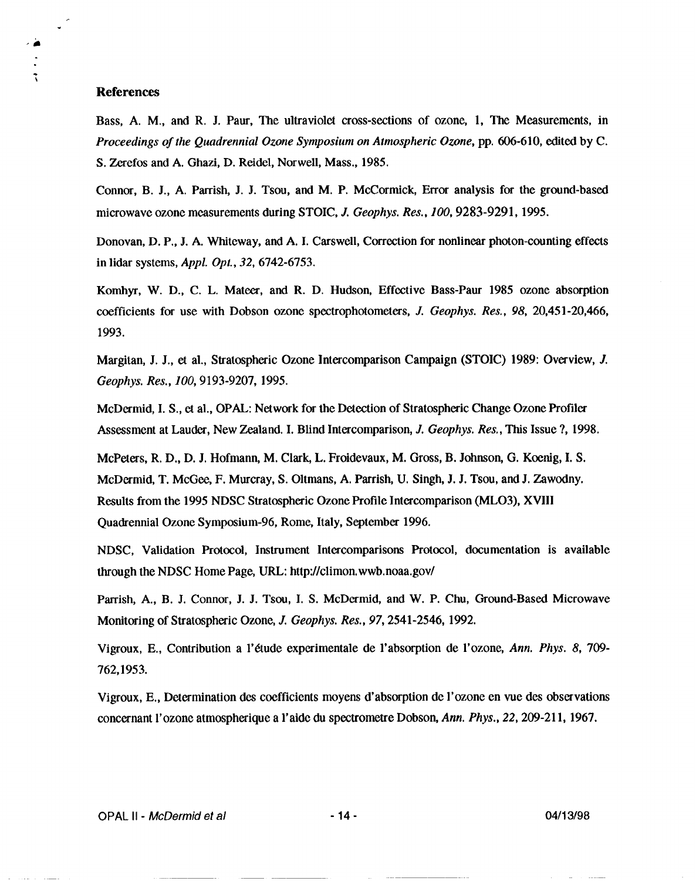## References

Bass, A. M., and R. J. Paur, The ultraviolet cross-sections of ozone, 1, The Measurements, in *Proceedings of the Quadrennial Ozone Symposium on Atmospheric Ozone*, pp. 606-610, edited by C. S. Zerefos and A. Ghazi, D. Reidel, Norwell, Mass., 1985.

Connor, B. J., A. Parrish, J. J. Tsou, and M. P. McCormick, Error analysis for the ground-based microwave ozone measurements during STOIC, *J. Geophys. Res.*, *100*, 9283-9291, 1995.

Donovan, D. P., J. A. Whiteway, and A. I. Carswell, Correction for nonlinear photon-counting effects in lidar systems, *Appl. Opt.*, *32*, 6742-6753.

Komhyr, W. D., C. L. Mateer, and R. D. Hudson, Effective Bass-Paur 1985 ozone absorption coefficients for use with Dobson ozone spectrophotometers, *J. Geophys. Res.*, *98*, 20,451-20,466, 1993.

Margitan, J. J., et al., Stratospheric Ozone Intercomparison Campaign (STOIC) 1989: Overview, *J. Geophys. Res.*, *100*, 9193-9207, 1995.

McDermid, I. S., et al., OPAL: Network for the Detection of Stratospheric Change Ozone Profiler Assessment at Lauder, New Zealand. I. Blind Intercomparison, *J. Geophys. Res.*, This Issue ?, 1998.

McPeters, R. D., D. J. Hofmann, M. Clark, L. Froidevaux, M. Gross, B. Johnson, G. Koenig, I. S. McDermid, T. McGee, F. Murcray, S. Oltmans, A. Parrish, U. Singh, J. J. Tsou, and J. Zawodny. Results from the 1995 NDSC Stratospheric Ozone Profile Intercomparison (MLO3), XVIII Quadrennial Ozone Symposium-96, Rome, Italy, September 1996.

NDSC, Validation Protocol, Instrument Intercomparisons Protocol, documentation is available through the NDSC Home Page, URL: http://climon.wwb.noaa.gov/

Parrish, A., B. J. Connor, J. J. Tsou, I. S. McDermid, and W. P. Chu, Ground-Based Microwave Monitoring of Stratospheric Ozone, *J. Geophys. Res.*, *97*, 2541-2546, 1992.

Vigroux, E., Contribution a l'étude experimentale de l'absorption de l'ozone, *Ann. Phys. 8*, 709-762, 1953.

Vigroux, E., Determination des coefficients moyens d'absorption de l'ozone en vue des observations concernant l'ozone atmospherique a l'aide du spectrometre Dobson, *Ann. Phys.*, *22*, 209-211, 1967.